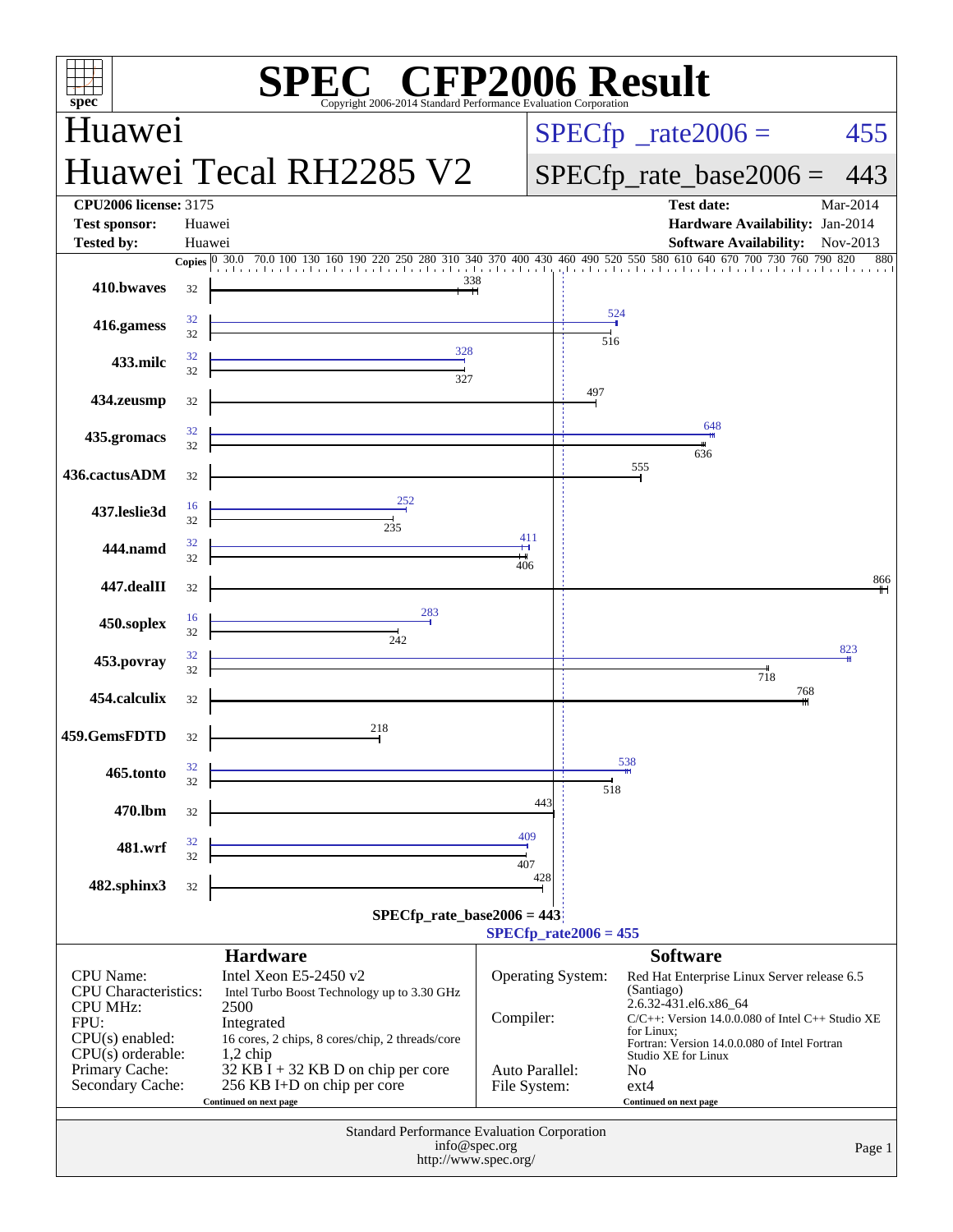# SPEC CFP2006 Result

Copyright 2006-2014 Standard Performance Evaluation Corporation

## Huawei

## Huawei Tecal RH2285 V2

SPECfp_rate2006 = 455

SPECfp_rate_base2006 = 443

| | | | |
|---|---|---|---|
| **CPU2006 license:** | 3175 | **Test date:** | Mar-2014 |
| **Test sponsor:** | Huawei | **Hardware Availability:** | Jan-2014 |
| **Tested by:** | Huawei | **Software Availability:** | Nov-2013 |

| Benchmark | Copies (peak) | Peak | Copies (base) | Base |
|---|---|---|---|---|
| 410.bwaves | | | 32 | 338 |
| 416.gamess | 32 | 524 | 32 | 516 |
| 433.milc | 32 | 328 | 32 | 327 |
| 434.zeusmp | | | 32 | 497 |
| 435.gromacs | 32 | 648 | 32 | 636 |
| 436.cactusADM | | | 32 | 555 |
| 437.leslie3d | 16 | 252 | 32 | 235 |
| 444.namd | 32 | 411 | 32 | 406 |
| 447.dealII | | | 32 | 866 |
| 450.soplex | 16 | 283 | 32 | 242 |
| 453.povray | 32 | 823 | 32 | 718 |
| 454.calculix | | | 32 | 768 |
| 459.GemsFDTD | | | 32 | 218 |
| 465.tonto | 32 | 538 | 32 | 518 |
| 470.lbm | | | 32 | 443 |
| 481.wrf | 32 | 409 | 32 | 407 |
| 482.sphinx3 | | | 32 | 428 |

SPECfp_rate_base2006 = 443

SPECfp_rate2006 = 455

### Hardware

| | |
|---|---|
| CPU Name: | Intel Xeon E5-2450 v2 |
| CPU Characteristics: | Intel Turbo Boost Technology up to 3.30 GHz |
| CPU MHz: | 2500 |
| FPU: | Integrated |
| CPU(s) enabled: | 16 cores, 2 chips, 8 cores/chip, 2 threads/core |
| CPU(s) orderable: | 1,2 chip |
| Primary Cache: | 32 KB I + 32 KB D on chip per core |
| Secondary Cache: | 256 KB I+D on chip per core |

Continued on next page

### Software

| | |
|---|---|
| Operating System: | Red Hat Enterprise Linux Server release 6.5 (Santiago) 2.6.32-431.el6.x86_64 |
| Compiler: | C/C++: Version 14.0.0.080 of Intel C++ Studio XE for Linux; Fortran: Version 14.0.0.080 of Intel Fortran Studio XE for Linux |
| Auto Parallel: | No |
| File System: | ext4 |

Continued on next page

Standard Performance Evaluation Corporation
info@spec.org
http://www.spec.org/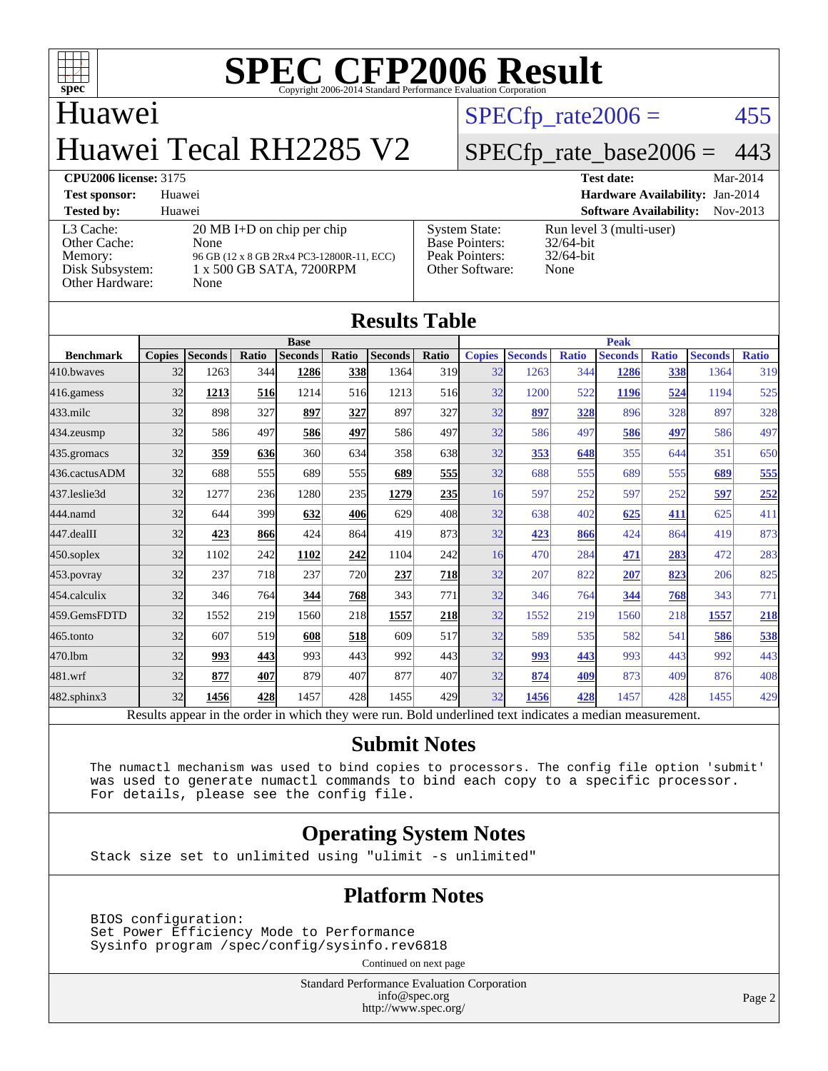# SPEC CFP2006 Result

Copyright 2006-2014 Standard Performance Evaluation Corporation

## Huawei
## Huawei Tecal RH2285 V2

SPECfp_rate2006 = 455

SPECfp_rate_base2006 = 443

| | | | |
|---|---|---|---|
| **CPU2006 license:** 3175 | | **Test date:** | Mar-2014 |
| **Test sponsor:** | Huawei | **Hardware Availability:** | Jan-2014 |
| **Tested by:** | Huawei | **Software Availability:** | Nov-2013 |

| | | | |
|---|---|---|---|
| L3 Cache: | 20 MB I+D on chip per chip | System State: | Run level 3 (multi-user) |
| Other Cache: | None | Base Pointers: | 32/64-bit |
| Memory: | 96 GB (12 x 8 GB 2Rx4 PC3-12800R-11, ECC) | Peak Pointers: | 32/64-bit |
| Disk Subsystem: | 1 x 500 GB SATA, 7200RPM | Other Software: | None |
| Other Hardware: | None | | |

## Results Table

| Benchmark | Base | | | | | | | Peak | | | | | | |
|---|---|---|---|---|---|---|---|---|---|---|---|---|---|---|
| | Copies | Seconds | Ratio | Seconds | Ratio | Seconds | Ratio | Copies | Seconds | Ratio | Seconds | Ratio | Seconds | Ratio |
| 410.bwaves | 32 | 1263 | 344 | **1286** | **338** | 1364 | 319 | 32 | 1263 | 344 | **1286** | **338** | 1364 | 319 |
| 416.gamess | 32 | **1213** | **516** | 1214 | 516 | 1213 | 516 | 32 | 1200 | 522 | **1196** | **524** | 1194 | 525 |
| 433.milc | 32 | 898 | 327 | **897** | **327** | 897 | 327 | 32 | **897** | **328** | 896 | 328 | 897 | 328 |
| 434.zeusmp | 32 | 586 | 497 | **586** | **497** | 586 | 497 | 32 | 586 | 497 | **586** | **497** | 586 | 497 |
| 435.gromacs | 32 | **359** | **636** | 360 | 634 | 358 | 638 | 32 | **353** | **648** | 355 | 644 | 351 | 650 |
| 436.cactusADM | 32 | 688 | 555 | 689 | 555 | **689** | **555** | 32 | 688 | 555 | 689 | 555 | **689** | **555** |
| 437.leslie3d | 32 | 1277 | 236 | 1280 | 235 | **1279** | **235** | 16 | 597 | 252 | 597 | 252 | **597** | **252** |
| 444.namd | 32 | 644 | 399 | **632** | **406** | 629 | 408 | 32 | 638 | 402 | **625** | **411** | 625 | 411 |
| 447.dealII | 32 | **423** | **866** | 424 | 864 | 419 | 873 | 32 | **423** | **866** | 424 | 864 | 419 | 873 |
| 450.soplex | 32 | 1102 | 242 | **1102** | **242** | 1104 | 242 | 16 | 470 | 284 | **471** | **283** | 472 | 283 |
| 453.povray | 32 | 237 | 718 | 237 | 720 | **237** | **718** | 32 | 207 | 822 | **207** | **823** | 206 | 825 |
| 454.calculix | 32 | 346 | 764 | **344** | **768** | 343 | 771 | 32 | 346 | 764 | **344** | **768** | 343 | 771 |
| 459.GemsFDTD | 32 | 1552 | 219 | 1560 | 218 | **1557** | **218** | 32 | 1552 | 219 | 1560 | 218 | **1557** | **218** |
| 465.tonto | 32 | 607 | 519 | **608** | **518** | 609 | 517 | 32 | 589 | 535 | 582 | 541 | **586** | **538** |
| 470.lbm | 32 | **993** | **443** | 993 | 443 | 992 | 443 | 32 | **993** | **443** | 993 | 443 | 992 | 443 |
| 481.wrf | 32 | **877** | **407** | 879 | 407 | 877 | 407 | 32 | **874** | **409** | 873 | 409 | 876 | 408 |
| 482.sphinx3 | 32 | **1456** | **428** | 1457 | 428 | 1455 | 429 | 32 | **1456** | **428** | 1457 | 428 | 1455 | 429 |

Results appear in the order in which they were run. Bold underlined text indicates a median measurement.

## Submit Notes

```
The numactl mechanism was used to bind copies to processors. The config file option 'submit'
was used to generate numactl commands to bind each copy to a specific processor.
For details, please see the config file.
```

## Operating System Notes

```
Stack size set to unlimited using "ulimit -s unlimited"
```

## Platform Notes

```
BIOS configuration:
Set Power Efficiency Mode to Performance
Sysinfo program /spec/config/sysinfo.rev6818
```

Continued on next page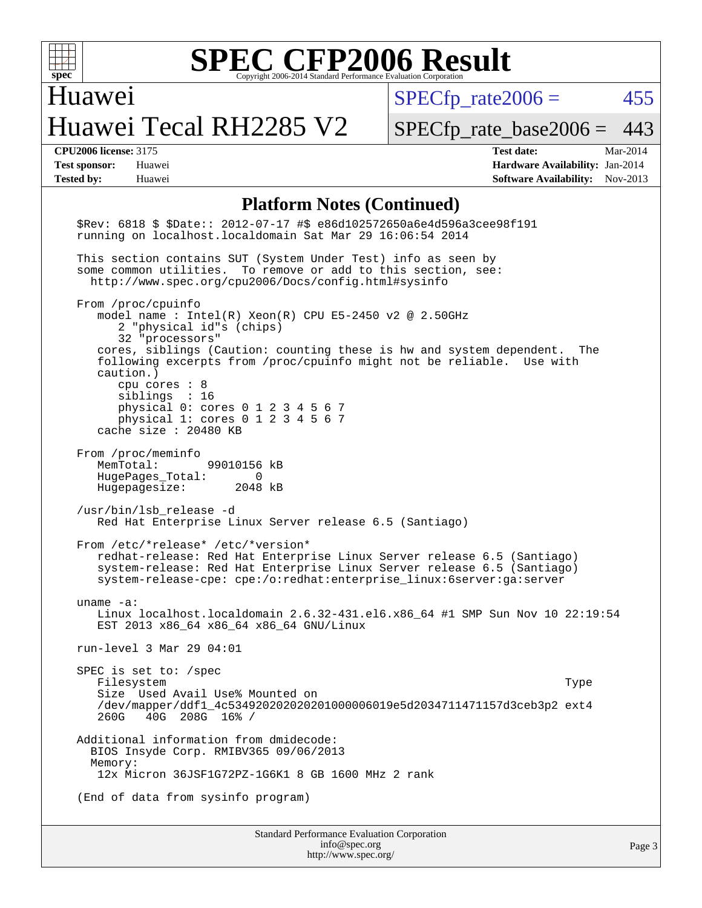# SPEC CFP2006 Result

Copyright 2006-2014 Standard Performance Evaluation Corporation

## Huawei
## Huawei Tecal RH2285 V2

SPECfp_rate2006 = 455

SPECfp_rate_base2006 = 443

| | | | |
|---|---|---|---|
| **CPU2006 license:** 3175 | | **Test date:** | Mar-2014 |
| **Test sponsor:** | Huawei | **Hardware Availability:** | Jan-2014 |
| **Tested by:** | Huawei | **Software Availability:** | Nov-2013 |

### Platform Notes (Continued)

```
$Rev: 6818 $ $Date:: 2012-07-17 #$ e86d102572650a6e4d596a3cee98f191
running on localhost.localdomain Sat Mar 29 16:06:54 2014

This section contains SUT (System Under Test) info as seen by
some common utilities.  To remove or add to this section, see:
  http://www.spec.org/cpu2006/Docs/config.html#sysinfo

From /proc/cpuinfo
   model name : Intel(R) Xeon(R) CPU E5-2450 v2 @ 2.50GHz
      2 "physical id"s (chips)
      32 "processors"
   cores, siblings (Caution: counting these is hw and system dependent.  The
   following excerpts from /proc/cpuinfo might not be reliable.  Use with
   caution.)
      cpu cores : 8
      siblings  : 16
      physical 0: cores 0 1 2 3 4 5 6 7
      physical 1: cores 0 1 2 3 4 5 6 7
   cache size : 20480 KB

From /proc/meminfo
   MemTotal:       99010156 kB
   HugePages_Total:       0
   Hugepagesize:       2048 kB

/usr/bin/lsb_release -d
   Red Hat Enterprise Linux Server release 6.5 (Santiago)

From /etc/*release* /etc/*version*
   redhat-release: Red Hat Enterprise Linux Server release 6.5 (Santiago)
   system-release: Red Hat Enterprise Linux Server release 6.5 (Santiago)
   system-release-cpe: cpe:/o:redhat:enterprise_linux:6server:ga:server

uname -a:
   Linux localhost.localdomain 2.6.32-431.el6.x86_64 #1 SMP Sun Nov 10 22:19:54
   EST 2013 x86_64 x86_64 x86_64 GNU/Linux

run-level 3 Mar 29 04:01

SPEC is set to: /spec
   Filesystem                                                          Type
   Size  Used Avail Use% Mounted on
   /dev/mapper/ddf1_4c5349202020202010000006019e5d2034711471157d3ceb3p2 ext4
   260G   40G  208G  16% /

Additional information from dmidecode:
  BIOS Insyde Corp. RMIBV365 09/06/2013
  Memory:
   12x Micron 36JSF1G72PZ-1G6K1 8 GB 1600 MHz 2 rank

(End of data from sysinfo program)
```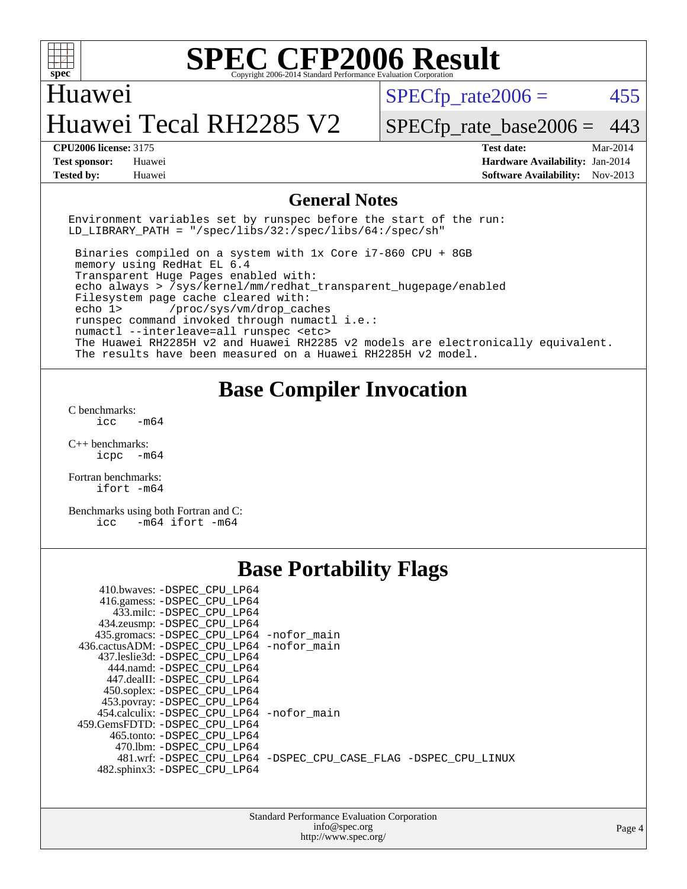# SPEC CFP2006 Result

Copyright 2006-2014 Standard Performance Evaluation Corporation

## Huawei
## Huawei Tecal RH2285 V2

SPECfp_rate2006 = 455

SPECfp_rate_base2006 = 443

| | | | |
|---|---|---|---|
| **CPU2006 license:** 3175 | | **Test date:** | Mar-2014 |
| **Test sponsor:** | Huawei | **Hardware Availability:** | Jan-2014 |
| **Tested by:** | Huawei | **Software Availability:** | Nov-2013 |

## General Notes

```
Environment variables set by runspec before the start of the run:
LD_LIBRARY_PATH = "/spec/libs/32:/spec/libs/64:/spec/sh"

 Binaries compiled on a system with 1x Core i7-860 CPU + 8GB
 memory using RedHat EL 6.4
 Transparent Huge Pages enabled with:
 echo always > /sys/kernel/mm/redhat_transparent_hugepage/enabled
 Filesystem page cache cleared with:
 echo 1>       /proc/sys/vm/drop_caches
 runspec command invoked through numactl i.e.:
 numactl --interleave=all runspec <etc>
 The Huawei RH2285H v2 and Huawei RH2285 v2 models are electronically equivalent.
 The results have been measured on a Huawei RH2285H v2 model.
```

## Base Compiler Invocation

C benchmarks:
```
icc   -m64
```

C++ benchmarks:
```
icpc  -m64
```

Fortran benchmarks:
```
ifort -m64
```

Benchmarks using both Fortran and C:
```
icc   -m64 ifort -m64
```

## Base Portability Flags

```
     410.bwaves: -DSPEC_CPU_LP64
     416.gamess: -DSPEC_CPU_LP64
       433.milc: -DSPEC_CPU_LP64
     434.zeusmp: -DSPEC_CPU_LP64
    435.gromacs: -DSPEC_CPU_LP64 -nofor_main
 436.cactusADM: -DSPEC_CPU_LP64 -nofor_main
    437.leslie3d: -DSPEC_CPU_LP64
       444.namd: -DSPEC_CPU_LP64
     447.dealII: -DSPEC_CPU_LP64
     450.soplex: -DSPEC_CPU_LP64
     453.povray: -DSPEC_CPU_LP64
   454.calculix: -DSPEC_CPU_LP64 -nofor_main
  459.GemsFDTD: -DSPEC_CPU_LP64
      465.tonto: -DSPEC_CPU_LP64
        470.lbm: -DSPEC_CPU_LP64
        481.wrf: -DSPEC_CPU_LP64 -DSPEC_CPU_CASE_FLAG -DSPEC_CPU_LINUX
    482.sphinx3: -DSPEC_CPU_LP64
```

Standard Performance Evaluation Corporation
info@spec.org
http://www.spec.org/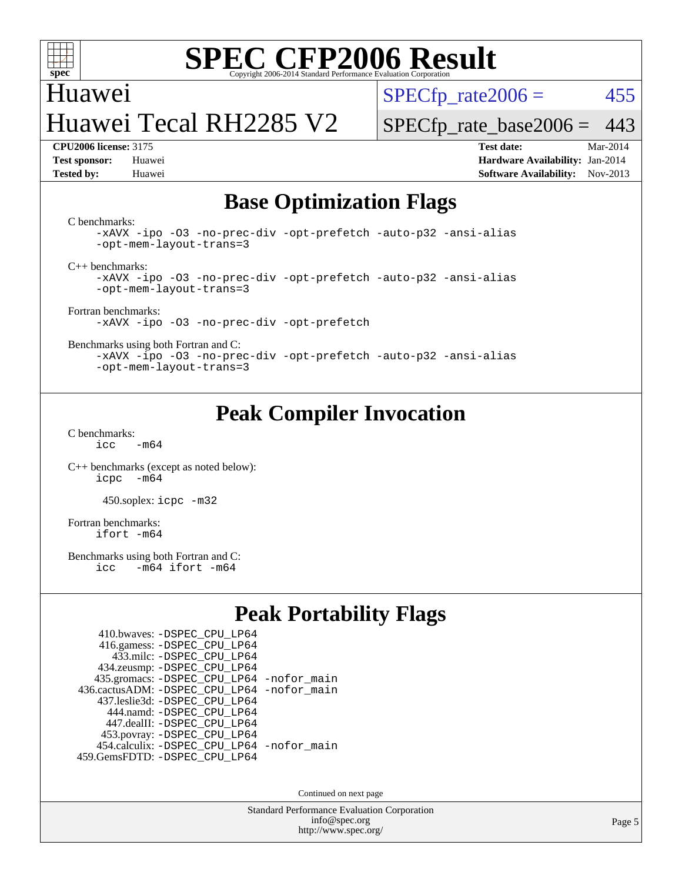# SPEC CFP2006 Result

Copyright 2006-2014 Standard Performance Evaluation Corporation

## Huawei
## Huawei Tecal RH2285 V2

SPECfp_rate2006 = 455

SPECfp_rate_base2006 = 443

**CPU2006 license:** 3175 | **Test date:** Mar-2014
**Test sponsor:** Huawei | **Hardware Availability:** Jan-2014
**Tested by:** Huawei | **Software Availability:** Nov-2013

## Base Optimization Flags

C benchmarks:

```
-xAVX -ipo -O3 -no-prec-div -opt-prefetch -auto-p32 -ansi-alias
-opt-mem-layout-trans=3
```

C++ benchmarks:

```
-xAVX -ipo -O3 -no-prec-div -opt-prefetch -auto-p32 -ansi-alias
-opt-mem-layout-trans=3
```

Fortran benchmarks:

```
-xAVX -ipo -O3 -no-prec-div -opt-prefetch
```

Benchmarks using both Fortran and C:

```
-xAVX -ipo -O3 -no-prec-div -opt-prefetch -auto-p32 -ansi-alias
-opt-mem-layout-trans=3
```

## Peak Compiler Invocation

C benchmarks:

```
icc   -m64
```

C++ benchmarks (except as noted below):

```
icpc  -m64
```

450.soplex: `icpc -m32`

Fortran benchmarks:

```
ifort -m64
```

Benchmarks using both Fortran and C:

```
icc   -m64 ifort -m64
```

## Peak Portability Flags

410.bwaves: -DSPEC_CPU_LP64
416.gamess: -DSPEC_CPU_LP64
433.milc: -DSPEC_CPU_LP64
434.zeusmp: -DSPEC_CPU_LP64
435.gromacs: -DSPEC_CPU_LP64 -nofor_main
436.cactusADM: -DSPEC_CPU_LP64 -nofor_main
437.leslie3d: -DSPEC_CPU_LP64
444.namd: -DSPEC_CPU_LP64
447.dealII: -DSPEC_CPU_LP64
453.povray: -DSPEC_CPU_LP64
454.calculix: -DSPEC_CPU_LP64 -nofor_main
459.GemsFDTD: -DSPEC_CPU_LP64

Continued on next page

Standard Performance Evaluation Corporation
info@spec.org
http://www.spec.org/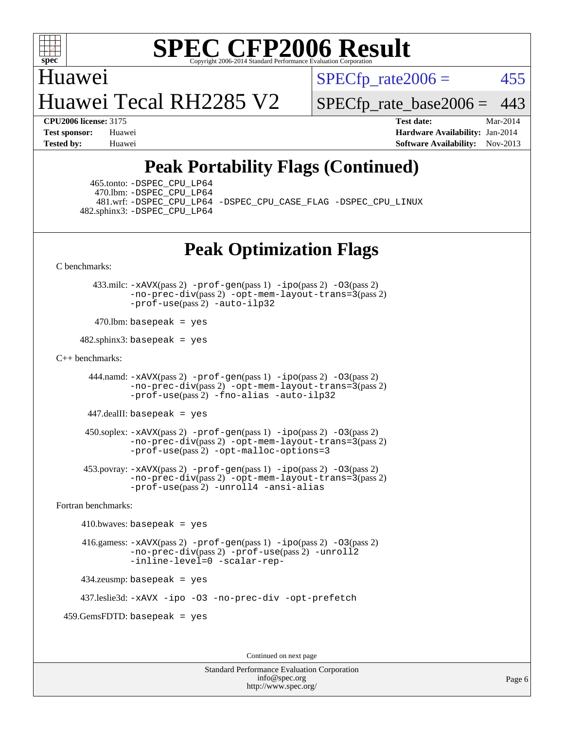# Peak Portability Flags (Continued)

465.tonto: -DSPEC_CPU_LP64
470.lbm: -DSPEC_CPU_LP64
481.wrf: -DSPEC_CPU_LP64 -DSPEC_CPU_CASE_FLAG -DSPEC_CPU_LINUX
482.sphinx3: -DSPEC_CPU_LP64

# Peak Optimization Flags

C benchmarks:

433.milc: -xAVX(pass 2) -prof-gen(pass 1) -ipo(pass 2) -O3(pass 2) -no-prec-div(pass 2) -opt-mem-layout-trans=3(pass 2) -prof-use(pass 2) -auto-ilp32

470.lbm: basepeak = yes

482.sphinx3: basepeak = yes

C++ benchmarks:

444.namd: -xAVX(pass 2) -prof-gen(pass 1) -ipo(pass 2) -O3(pass 2) -no-prec-div(pass 2) -opt-mem-layout-trans=3(pass 2) -prof-use(pass 2) -fno-alias -auto-ilp32

447.dealII: basepeak = yes

450.soplex: -xAVX(pass 2) -prof-gen(pass 1) -ipo(pass 2) -O3(pass 2) -no-prec-div(pass 2) -opt-mem-layout-trans=3(pass 2) -prof-use(pass 2) -opt-malloc-options=3

453.povray: -xAVX(pass 2) -prof-gen(pass 1) -ipo(pass 2) -O3(pass 2) -no-prec-div(pass 2) -opt-mem-layout-trans=3(pass 2) -prof-use(pass 2) -unroll4 -ansi-alias

Fortran benchmarks:

410.bwaves: basepeak = yes

416.gamess: -xAVX(pass 2) -prof-gen(pass 1) -ipo(pass 2) -O3(pass 2) -no-prec-div(pass 2) -prof-use(pass 2) -unroll2 -inline-level=0 -scalar-rep-

434.zeusmp: basepeak = yes

437.leslie3d: -xAVX -ipo -O3 -no-prec-div -opt-prefetch

459.GemsFDTD: basepeak = yes

Continued on next page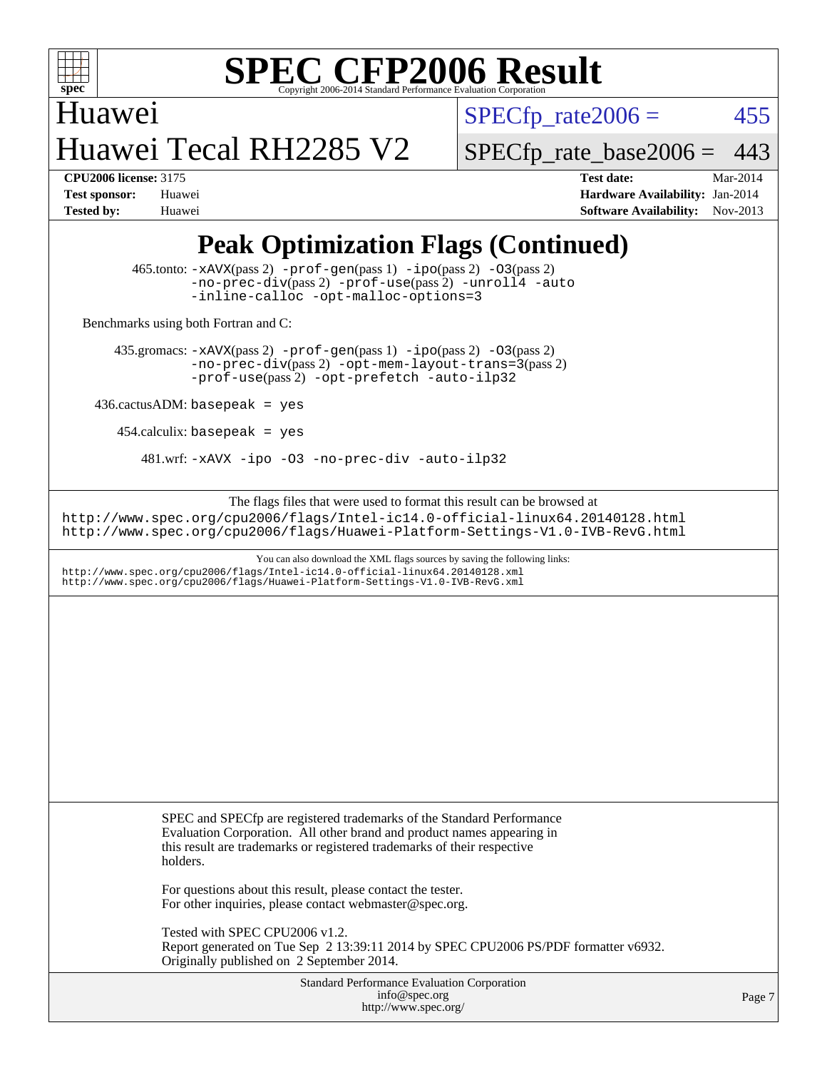# SPEC CFP2006 Result

Copyright 2006-2014 Standard Performance Evaluation Corporation

Huawei
Huawei Tecal RH2285 V2

SPECfp_rate2006 = 455
SPECfp_rate_base2006 = 443

**CPU2006 license:** 3175
**Test sponsor:** Huawei
**Tested by:** Huawei

**Test date:** Mar-2014
**Hardware Availability:** Jan-2014
**Software Availability:** Nov-2013

## Peak Optimization Flags (Continued)

465.tonto: `-xAVX`(pass 2) `-prof-gen`(pass 1) `-ipo`(pass 2) `-O3`(pass 2) `-no-prec-div`(pass 2) `-prof-use`(pass 2) `-unroll4` `-auto` `-inline-calloc` `-opt-malloc-options=3`

Benchmarks using both Fortran and C:

435.gromacs: `-xAVX`(pass 2) `-prof-gen`(pass 1) `-ipo`(pass 2) `-O3`(pass 2) `-no-prec-div`(pass 2) `-opt-mem-layout-trans=3`(pass 2) `-prof-use`(pass 2) `-opt-prefetch` `-auto-ilp32`

436.cactusADM: `basepeak = yes`

454.calculix: `basepeak = yes`

481.wrf: `-xAVX` `-ipo` `-O3` `-no-prec-div` `-auto-ilp32`

The flags files that were used to format this result can be browsed at
http://www.spec.org/cpu2006/flags/Intel-ic14.0-official-linux64.20140128.html
http://www.spec.org/cpu2006/flags/Huawei-Platform-Settings-V1.0-IVB-RevG.html

You can also download the XML flags sources by saving the following links:
http://www.spec.org/cpu2006/flags/Intel-ic14.0-official-linux64.20140128.xml
http://www.spec.org/cpu2006/flags/Huawei-Platform-Settings-V1.0-IVB-RevG.xml

SPEC and SPECfp are registered trademarks of the Standard Performance Evaluation Corporation. All other brand and product names appearing in this result are trademarks or registered trademarks of their respective holders.

For questions about this result, please contact the tester.
For other inquiries, please contact webmaster@spec.org.

Tested with SPEC CPU2006 v1.2.
Report generated on Tue Sep 2 13:39:11 2014 by SPEC CPU2006 PS/PDF formatter v6932.
Originally published on 2 September 2014.

Standard Performance Evaluation Corporation
info@spec.org
http://www.spec.org/